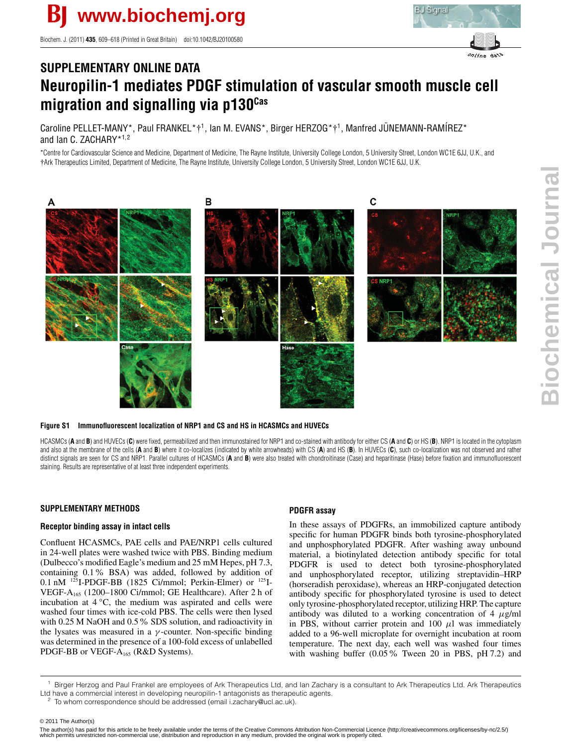# SUPPLEMENTARY ONLINE DATA

# Neuropilin-1 mediates PDGF stimulation of vascular smooth muscle cell migration and signalling via p130$^{Cas}$

Caroline PELLET-MANY*, Paul FRANKEL*†[1], Ian M. EVANS*, Birger HERZOG*†[1], Manfred JÜNEMANN-RAMÍREZ* and Ian C. ZACHARY*[1,2]

*Centre for Cardiovascular Science and Medicine, Department of Medicine, The Rayne Institute, University College London, 5 University Street, London WC1E 6JJ, U.K., and †Ark Therapeutics Limited, Department of Medicine, The Rayne Institute, University College London, 5 University Street, London WC1E 6JJ, U.K.

**Figure S1 Immunofluorescent localization of NRP1 and CS and HS in HCASMCs and HUVECs**

HCASMCs (**A** and **B**) and HUVECs (**C**) were fixed, permeabilized and then immunostained for NRP1 and co-stained with antibody for either CS (**A** and **C**) or HS (**B**). NRP1 is located in the cytoplasm and also at the membrane of the cells (**A** and **B**) where it co-localizes (indicated by white arrowheads) with CS (**A**) and HS (**B**). In HUVECs (**C**), such co-localization was not observed and rather distinct signals are seen for CS and NRP1. Parallel cultures of HCASMCs (**A** and **B**) were also treated with chondroitinase (Case) and heparitinase (Hase) before fixation and immunofluorescent staining. Results are representative of at least three independent experiments.

## SUPPLEMENTARY METHODS

### Receptor binding assay in intact cells

Confluent HCASMCs, PAE cells and PAE/NRP1 cells cultured in 24-well plates were washed twice with PBS. Binding medium (Dulbecco's modified Eagle's medium and 25 mM Hepes, pH 7.3, containing 0.1 % BSA) was added, followed by addition of 0.1 nM $^{125}$I-PDGF-BB (1825 Ci/mmol; Perkin-Elmer) or $^{125}$I-VEGF-$A_{165}$ (1200–1800 Ci/mmol; GE Healthcare). After 2 h of incubation at 4 °C, the medium was aspirated and cells were washed four times with ice-cold PBS. The cells were then lysed with 0.25 M NaOH and 0.5 % SDS solution, and radioactivity in the lysates was measured in a $\gamma$-counter. Non-specific binding was determined in the presence of a 100-fold excess of unlabelled PDGF-BB or VEGF-$A_{165}$ (R&D Systems).

### PDGFR assay

In these assays of PDGFRs, an immobilized capture antibody specific for human PDGFR binds both tyrosine-phosphorylated and unphosphorylated PDGFR. After washing away unbound material, a biotinylated detection antibody specific for total PDGFR is used to detect both tyrosine-phosphorylated and unphosphorylated receptor, utilizing streptavidin–HRP (horseradish peroxidase), whereas an HRP-conjugated detection antibody specific for phosphorylated tyrosine is used to detect only tyrosine-phosphorylated receptor, utilizing HRP. The capture antibody was diluted to a working concentration of 4 $\mu$g/ml in PBS, without carrier protein and 100 $\mu$l was immediately added to a 96-well microplate for overnight incubation at room temperature. The next day, each well was washed four times with washing buffer (0.05 % Tween 20 in PBS, pH 7.2) and

[1] Birger Herzog and Paul Frankel are employees of Ark Therapeutics Ltd, and Ian Zachary is a consultant to Ark Therapeutics Ltd. Ark Therapeutics Ltd have a commercial interest in developing neuropilin-1 antagonists as therapeutic agents.
[2] To whom correspondence should be addressed (email i.zachary@ucl.ac.uk).

© 2011 The Author(s)
The author(s) has paid for this article to be freely available under the terms of the Creative Commons Attribution Non-Commercial Licence (http://creativecommons.org/licenses/by-nc/2.5/) which permits unrestricted non-commercial use, distribution and reproduction in any medium, provided the original work is properly cited.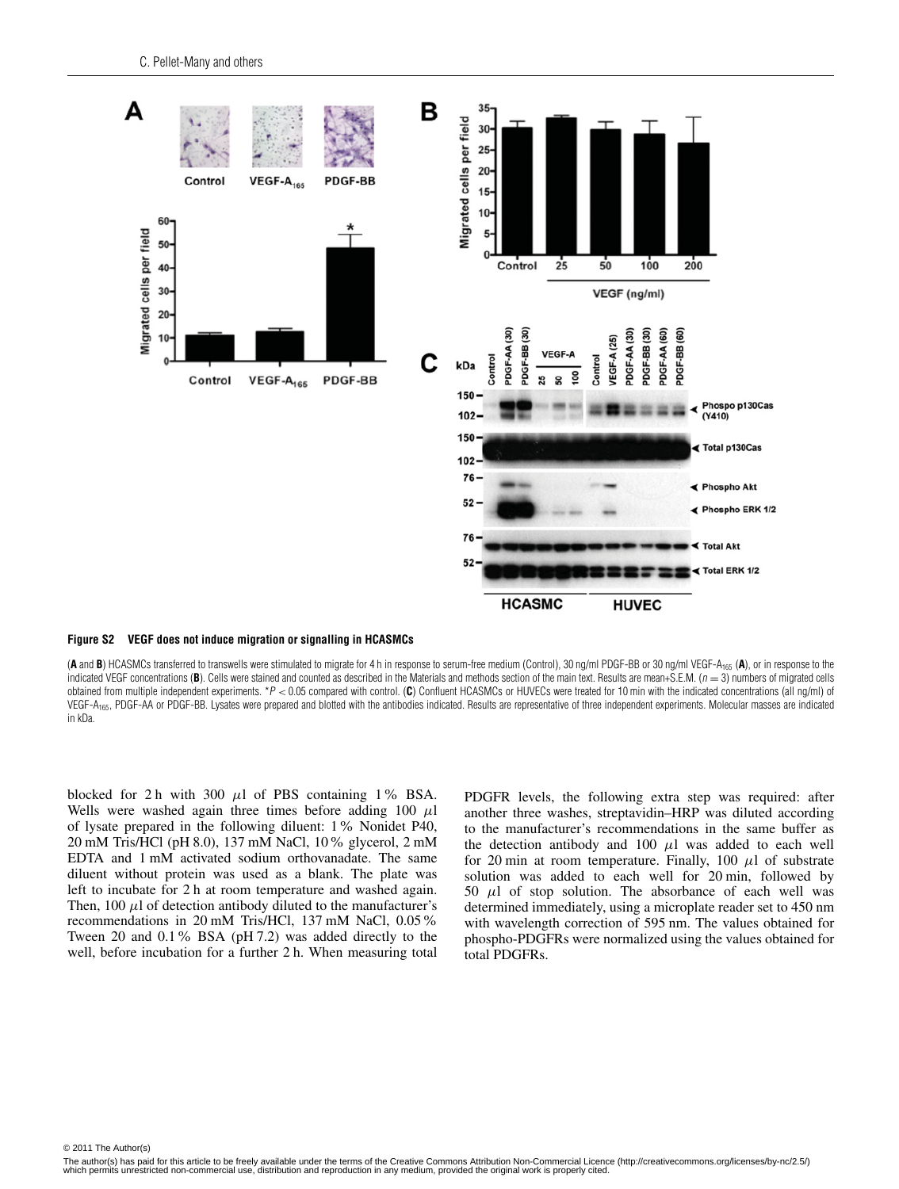**Figure S2 VEGF does not induce migration or signalling in HCASMCs**

(**A** and **B**) HCASMCs transferred to transwells were stimulated to migrate for 4 h in response to serum-free medium (Control), 30 ng/ml PDGF-BB or 30 ng/ml VEGF-$A_{165}$ (**A**), or in response to the indicated VEGF concentrations (**B**). Cells were stained and counted as described in the Materials and methods section of the main text. Results are mean+S.E.M. ($n = 3$) numbers of migrated cells obtained from multiple independent experiments. *$P < 0.05$ compared with control. (**C**) Confluent HCASMCs or HUVECs were treated for 10 min with the indicated concentrations (all ng/ml) of VEGF-$A_{165}$, PDGF-AA or PDGF-BB. Lysates were prepared and blotted with the antibodies indicated. Results are representative of three independent experiments. Molecular masses are indicated in kDa.

blocked for 2 h with 300 $\mu$l of PBS containing 1 % BSA. Wells were washed again three times before adding 100 $\mu$l of lysate prepared in the following diluent: 1 % Nonidet P40, 20 mM Tris/HCl (pH 8.0), 137 mM NaCl, 10 % glycerol, 2 mM EDTA and 1 mM activated sodium orthovanadate. The same diluent without protein was used as a blank. The plate was left to incubate for 2 h at room temperature and washed again. Then, 100 $\mu$l of detection antibody diluted to the manufacturer's recommendations in 20 mM Tris/HCl, 137 mM NaCl, 0.05 % Tween 20 and 0.1 % BSA (pH 7.2) was added directly to the well, before incubation for a further 2 h. When measuring total PDGFR levels, the following extra step was required: after another three washes, streptavidin–HRP was diluted according to the manufacturer's recommendations in the same buffer as the detection antibody and 100 $\mu$l was added to each well for 20 min at room temperature. Finally, 100 $\mu$l of substrate solution was added to each well for 20 min, followed by 50 $\mu$l of stop solution. The absorbance of each well was determined immediately, using a microplate reader set to 450 nm with wavelength correction of 595 nm. The values obtained for phospho-PDGFRs were normalized using the values obtained for total PDGFRs.

© 2011 The Author(s)

The author(s) has paid for this article to be freely available under the terms of the Creative Commons Attribution Non-Commercial Licence (http://creativecommons.org/licenses/by-nc/2.5/) which permits unrestricted non-commercial use, distribution and reproduction in any medium, provided the original work is properly cited.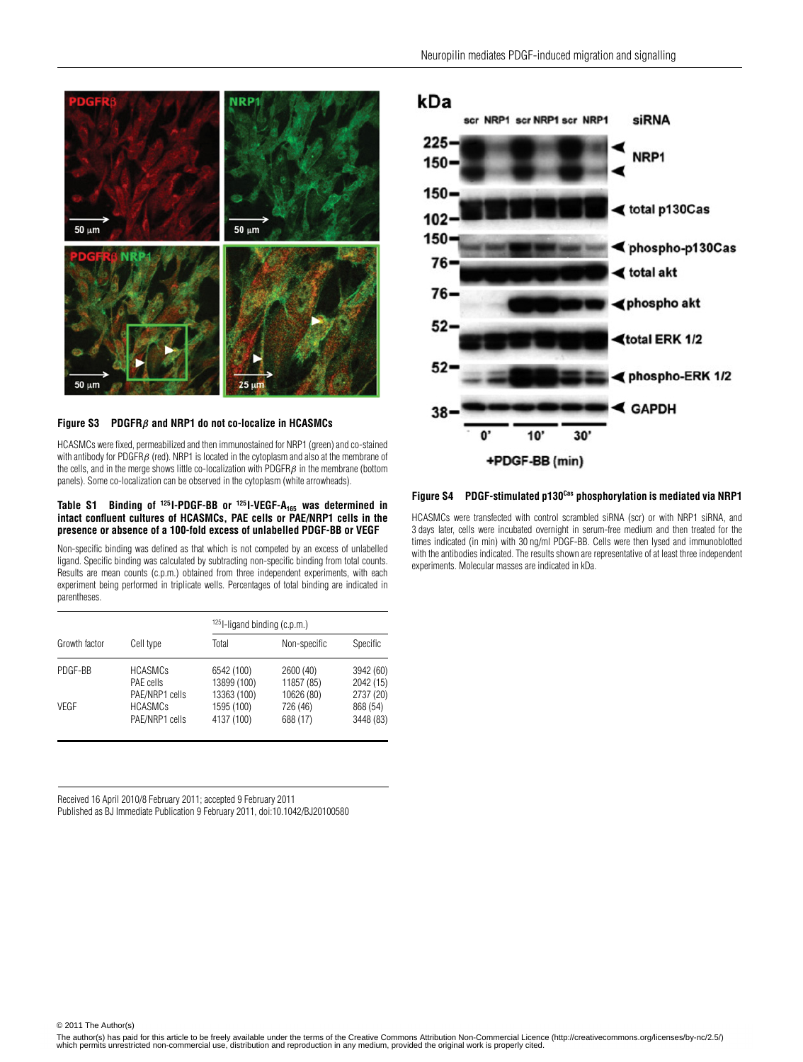PDGFRβ

NRP1

50 μm

50 μm

PDGFRβ NRP1

50 μm

25 μm

**Figure S3 PDGFR$\beta$ and NRP1 do not co-localize in HCASMCs**

HCASMCs were fixed, permeabilized and then immunostained for NRP1 (green) and co-stained with antibody for PDGFR$\beta$ (red). NRP1 is located in the cytoplasm and also at the membrane of the cells, and in the merge shows little co-localization with PDGFR$\beta$ in the membrane (bottom panels). Some co-localization can be observed in the cytoplasm (white arrowheads).

**Table S1 Binding of $^{125}$I-PDGF-BB or $^{125}$I-VEGF-A$_{165}$ was determined in intact confluent cultures of HCASMCs, PAE cells or PAE/NRP1 cells in the presence or absence of a 100-fold excess of unlabelled PDGF-BB or VEGF**

Non-specific binding was defined as that which is not competed by an excess of unlabelled ligand. Specific binding was calculated by subtracting non-specific binding from total counts. Results are mean counts (c.p.m.) obtained from three independent experiments, with each experiment being performed in triplicate wells. Percentages of total binding are indicated in parentheses.

| | | $^{125}$I-ligand binding (c.p.m.) | | |
|---|---|---|---|---|
| Growth factor | Cell type | Total | Non-specific | Specific |
| PDGF-BB | HCASMCs | 6542 (100) | 2600 (40) | 3942 (60) |
| | PAE cells | 13899 (100) | 11857 (85) | 2042 (15) |
| | PAE/NRP1 cells | 13363 (100) | 10626 (80) | 2737 (20) |
| VEGF | HCASMCs | 1595 (100) | 726 (46) | 868 (54) |
| | PAE/NRP1 cells | 4137 (100) | 688 (17) | 3448 (83) |

kDa

scr NRP1 scr NRP1 scr NRP1 siRNA

225
150
NRP1

150
102
total p130Cas

150
phospho-p130Cas

76
total akt

76
phospho akt

52
total ERK 1/2

52
phospho-ERK 1/2

38
GAPDH

0' 10' 30'

+PDGF-BB (min)

**Figure S4 PDGF-stimulated p130$^{Cas}$ phosphorylation is mediated via NRP1**

HCASMCs were transfected with control scrambled siRNA (scr) or with NRP1 siRNA, and 3 days later, cells were incubated overnight in serum-free medium and then treated for the times indicated (in min) with 30 ng/ml PDGF-BB. Cells were then lysed and immunoblotted with the antibodies indicated. The results shown are representative of at least three independent experiments. Molecular masses are indicated in kDa.

Received 16 April 2010/8 February 2011; accepted 9 February 2011
Published as BJ Immediate Publication 9 February 2011, doi:10.1042/BJ20100580

© 2011 The Author(s)
The author(s) has paid for this article to be freely available under the terms of the Creative Commons Attribution Non-Commercial Licence (http://creativecommons.org/licenses/by-nc/2.5/) which permits unrestricted non-commercial use, distribution and reproduction in any medium, provided the original work is properly cited.